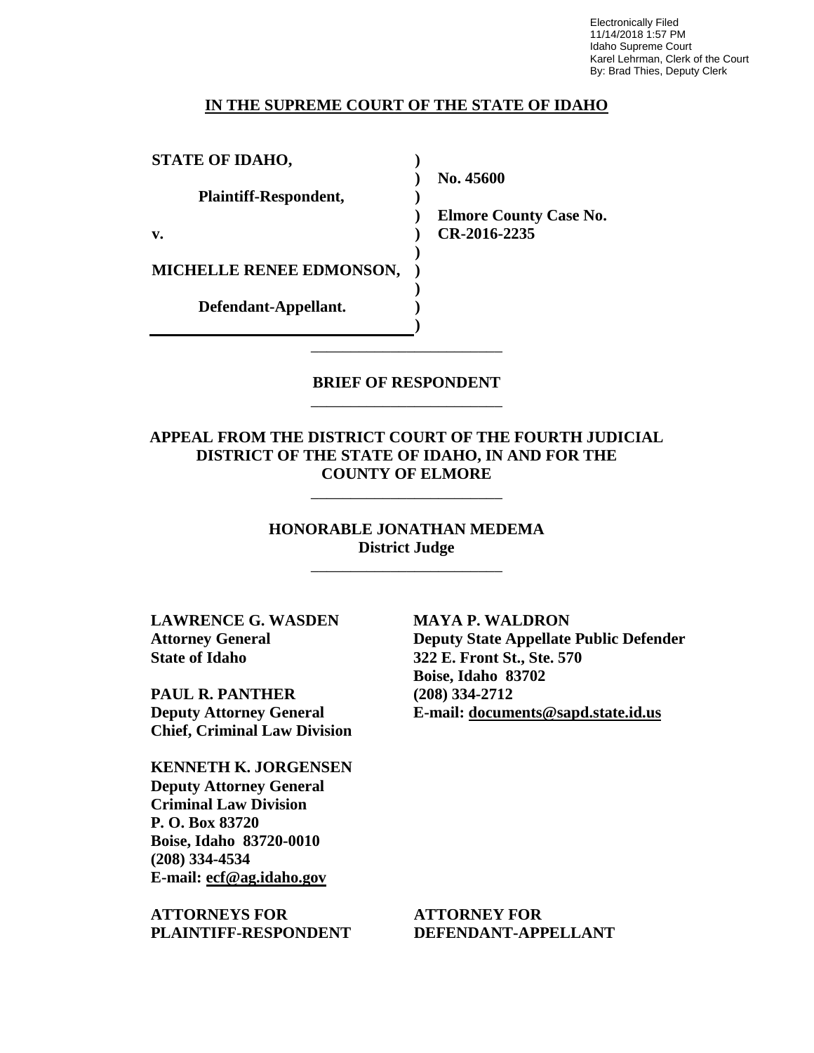Electronically Filed
11/14/2018 1:57 PM
Idaho Supreme Court
Karel Lehrman, Clerk of the Court
By: Brad Thies, Deputy Clerk

**IN THE SUPREME COURT OF THE STATE OF IDAHO**

| | | |
|---|---|---|
| **STATE OF IDAHO,** | ) | |
| | ) | **No. 45600** |
| **Plaintiff-Respondent,** | ) | |
| | ) | **Elmore County Case No.** |
| **v.** | ) | **CR-2016-2235** |
| | ) | |
| **MICHELLE RENEE EDMONSON,** | ) | |
| | ) | |
| **Defendant-Appellant.** | ) | |
| | ) | |

**BRIEF OF RESPONDENT**

**APPEAL FROM THE DISTRICT COURT OF THE FOURTH JUDICIAL DISTRICT OF THE STATE OF IDAHO, IN AND FOR THE COUNTY OF ELMORE**

**HONORABLE JONATHAN MEDEMA**
**District Judge**

**LAWRENCE G. WASDEN**
**Attorney General**
**State of Idaho**

**PAUL R. PANTHER**
**Deputy Attorney General**
**Chief, Criminal Law Division**

**KENNETH K. JORGENSEN**
**Deputy Attorney General**
**Criminal Law Division**
**P. O. Box 83720**
**Boise, Idaho 83720-0010**
**(208) 334-4534**
**E-mail: ecf@ag.idaho.gov**

**ATTORNEYS FOR PLAINTIFF-RESPONDENT**

**MAYA P. WALDRON**
**Deputy State Appellate Public Defender**
**322 E. Front St., Ste. 570**
**Boise, Idaho 83702**
**(208) 334-2712**
**E-mail: documents@sapd.state.id.us**

**ATTORNEY FOR DEFENDANT-APPELLANT**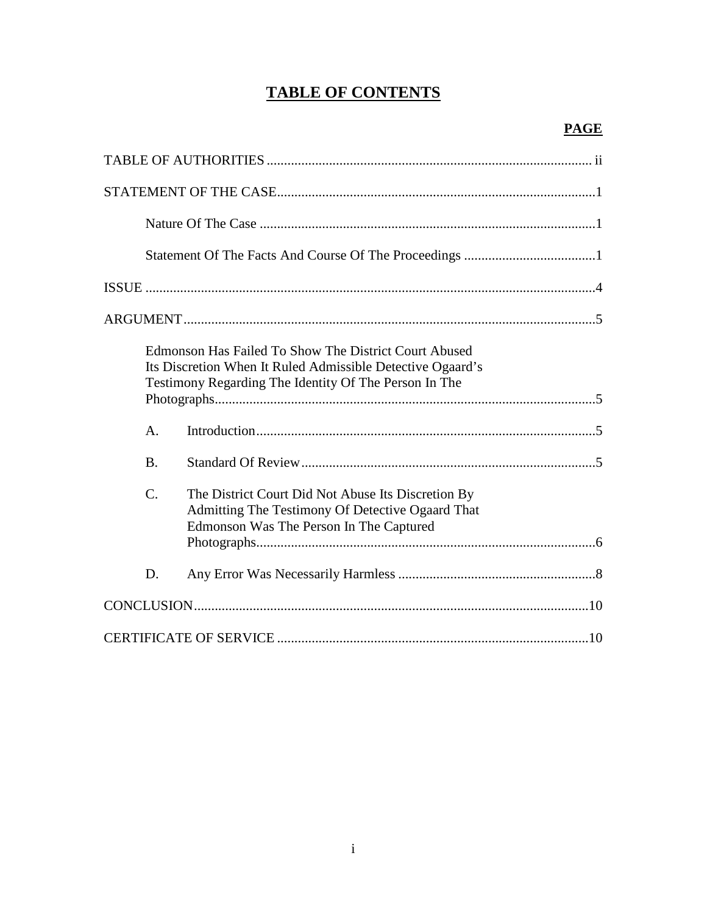# TABLE OF CONTENTS

**PAGE**

TABLE OF AUTHORITIES ........................................................................................... ii

STATEMENT OF THE CASE.........................................................................................1

Nature Of The Case ..........................................................................................1

Statement Of The Facts And Course Of The Proceedings ....................................1

ISSUE ........................................................................................................................4

ARGUMENT..............................................................................................................5

Edmonson Has Failed To Show The District Court Abused Its Discretion When It Ruled Admissible Detective Ogaard's Testimony Regarding The Identity Of The Person In The Photographs.........................................................................................5

A. Introduction..........................................................................................5

B. Standard Of Review.............................................................................5

C. The District Court Did Not Abuse Its Discretion By Admitting The Testimony Of Detective Ogaard That Edmonson Was The Person In The Captured Photographs........................................................................................6

D. Any Error Was Necessarily Harmless ...................................................8

CONCLUSION..........................................................................................................10

CERTIFICATE OF SERVICE ..................................................................................10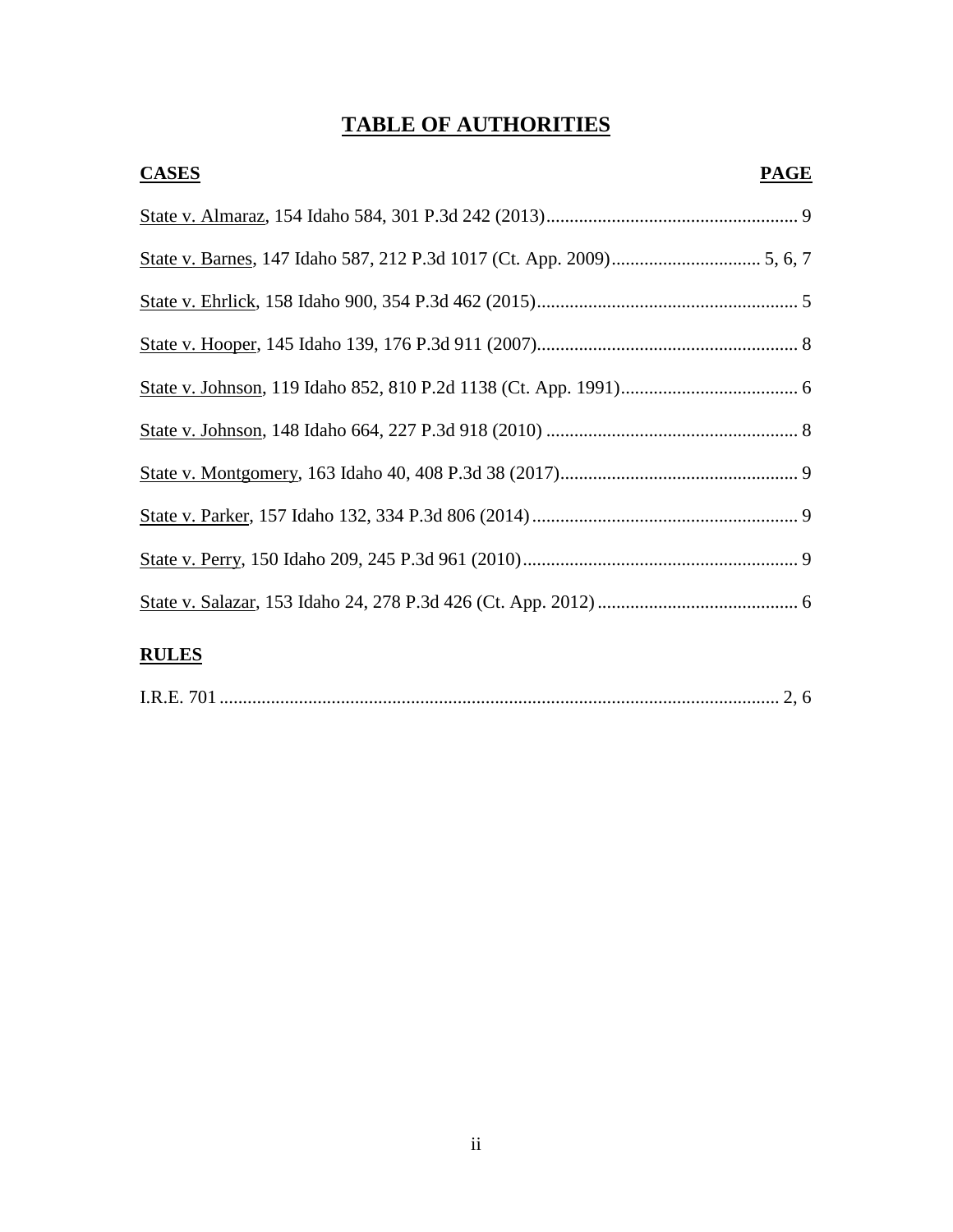# TABLE OF AUTHORITIES

| **CASES** | **PAGE** |
|---|---|
| State v. Almaraz, 154 Idaho 584, 301 P.3d 242 (2013) | 9 |
| State v. Barnes, 147 Idaho 587, 212 P.3d 1017 (Ct. App. 2009) | 5, 6, 7 |
| State v. Ehrlick, 158 Idaho 900, 354 P.3d 462 (2015) | 5 |
| State v. Hooper, 145 Idaho 139, 176 P.3d 911 (2007) | 8 |
| State v. Johnson, 119 Idaho 852, 810 P.2d 1138 (Ct. App. 1991) | 6 |
| State v. Johnson, 148 Idaho 664, 227 P.3d 918 (2010) | 8 |
| State v. Montgomery, 163 Idaho 40, 408 P.3d 38 (2017) | 9 |
| State v. Parker, 157 Idaho 132, 334 P.3d 806 (2014) | 9 |
| State v. Perry, 150 Idaho 209, 245 P.3d 961 (2010) | 9 |
| State v. Salazar, 153 Idaho 24, 278 P.3d 426 (Ct. App. 2012) | 6 |

**RULES**

| | |
|---|---|
| I.R.E. 701 | 2, 6 |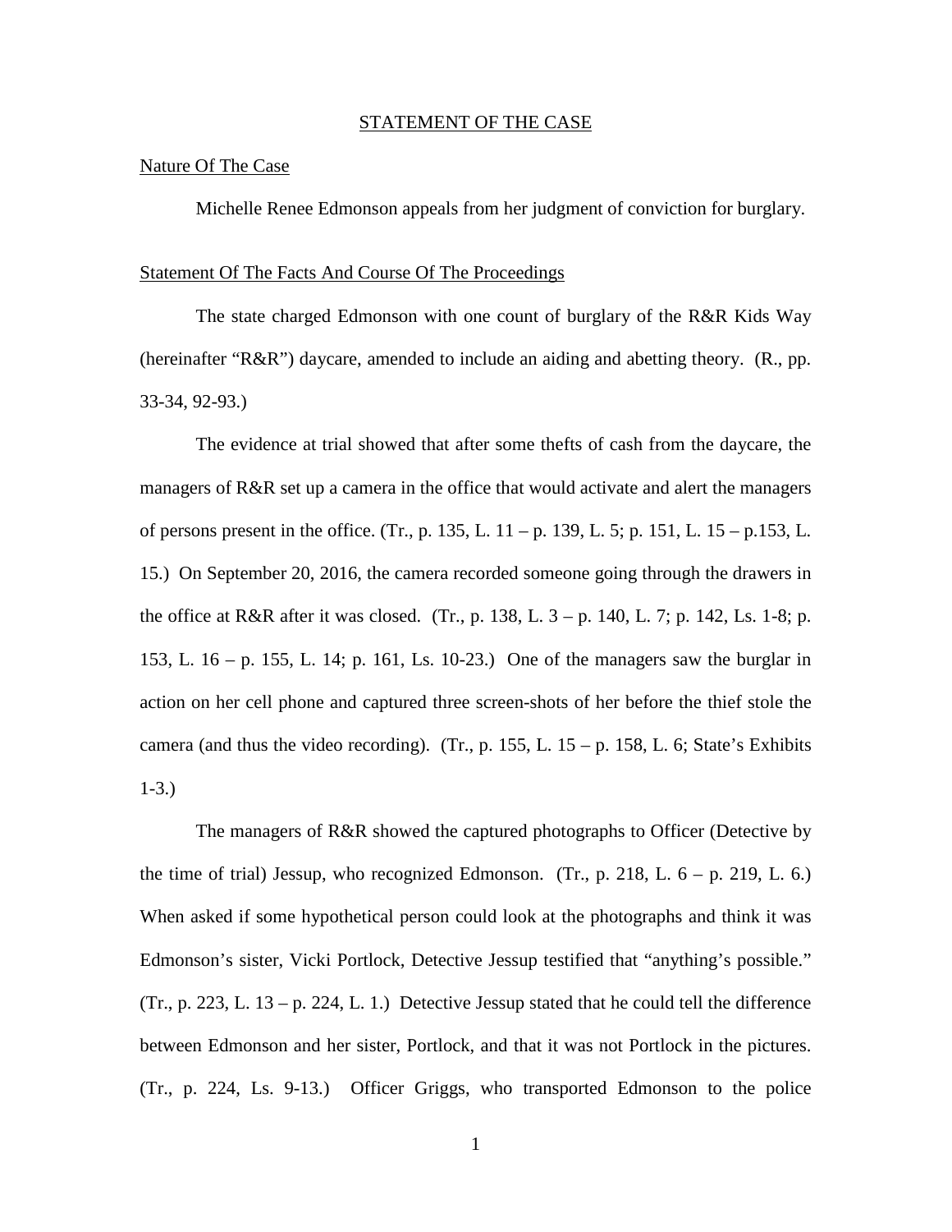## STATEMENT OF THE CASE

### Nature Of The Case

Michelle Renee Edmonson appeals from her judgment of conviction for burglary.

### Statement Of The Facts And Course Of The Proceedings

The state charged Edmonson with one count of burglary of the R&R Kids Way (hereinafter "R&R") daycare, amended to include an aiding and abetting theory. (R., pp. 33-34, 92-93.)

The evidence at trial showed that after some thefts of cash from the daycare, the managers of R&R set up a camera in the office that would activate and alert the managers of persons present in the office. (Tr., p. 135, L. 11 – p. 139, L. 5; p. 151, L. 15 – p.153, L. 15.) On September 20, 2016, the camera recorded someone going through the drawers in the office at R&R after it was closed. (Tr., p. 138, L. 3 – p. 140, L. 7; p. 142, Ls. 1-8; p. 153, L. 16 – p. 155, L. 14; p. 161, Ls. 10-23.) One of the managers saw the burglar in action on her cell phone and captured three screen-shots of her before the thief stole the camera (and thus the video recording). (Tr., p. 155, L. 15 – p. 158, L. 6; State's Exhibits 1-3.)

The managers of R&R showed the captured photographs to Officer (Detective by the time of trial) Jessup, who recognized Edmonson. (Tr., p. 218, L. 6 – p. 219, L. 6.) When asked if some hypothetical person could look at the photographs and think it was Edmonson's sister, Vicki Portlock, Detective Jessup testified that "anything's possible." (Tr., p. 223, L. 13 – p. 224, L. 1.) Detective Jessup stated that he could tell the difference between Edmonson and her sister, Portlock, and that it was not Portlock in the pictures. (Tr., p. 224, Ls. 9-13.) Officer Griggs, who transported Edmonson to the police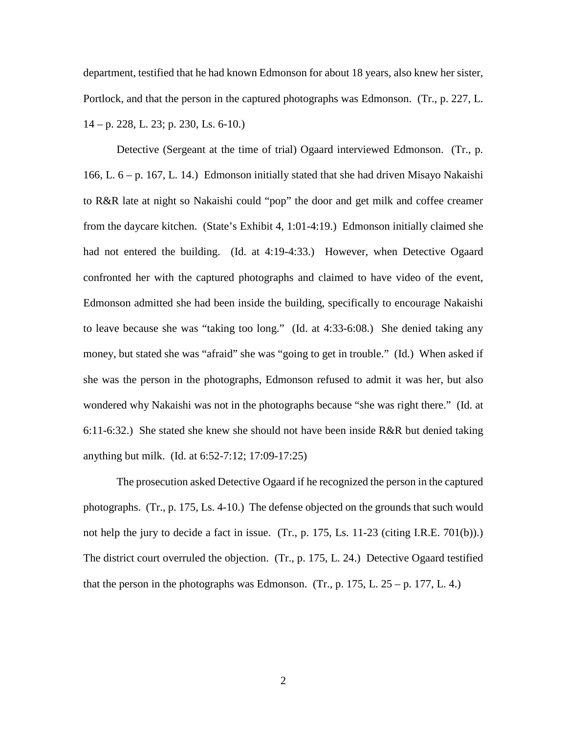department, testified that he had known Edmonson for about 18 years, also knew her sister, Portlock, and that the person in the captured photographs was Edmonson. (Tr., p. 227, L. 14 – p. 228, L. 23; p. 230, Ls. 6-10.)

Detective (Sergeant at the time of trial) Ogaard interviewed Edmonson. (Tr., p. 166, L. 6 – p. 167, L. 14.) Edmonson initially stated that she had driven Misayo Nakaishi to R&R late at night so Nakaishi could "pop" the door and get milk and coffee creamer from the daycare kitchen. (State's Exhibit 4, 1:01-4:19.) Edmonson initially claimed she had not entered the building. (Id. at 4:19-4:33.) However, when Detective Ogaard confronted her with the captured photographs and claimed to have video of the event, Edmonson admitted she had been inside the building, specifically to encourage Nakaishi to leave because she was "taking too long." (Id. at 4:33-6:08.) She denied taking any money, but stated she was "afraid" she was "going to get in trouble." (Id.) When asked if she was the person in the photographs, Edmonson refused to admit it was her, but also wondered why Nakaishi was not in the photographs because "she was right there." (Id. at 6:11-6:32.) She stated she knew she should not have been inside R&R but denied taking anything but milk. (Id. at 6:52-7:12; 17:09-17:25)

The prosecution asked Detective Ogaard if he recognized the person in the captured photographs. (Tr., p. 175, Ls. 4-10.) The defense objected on the grounds that such would not help the jury to decide a fact in issue. (Tr., p. 175, Ls. 11-23 (citing I.R.E. 701(b)).) The district court overruled the objection. (Tr., p. 175, L. 24.) Detective Ogaard testified that the person in the photographs was Edmonson. (Tr., p. 175, L. 25 – p. 177, L. 4.)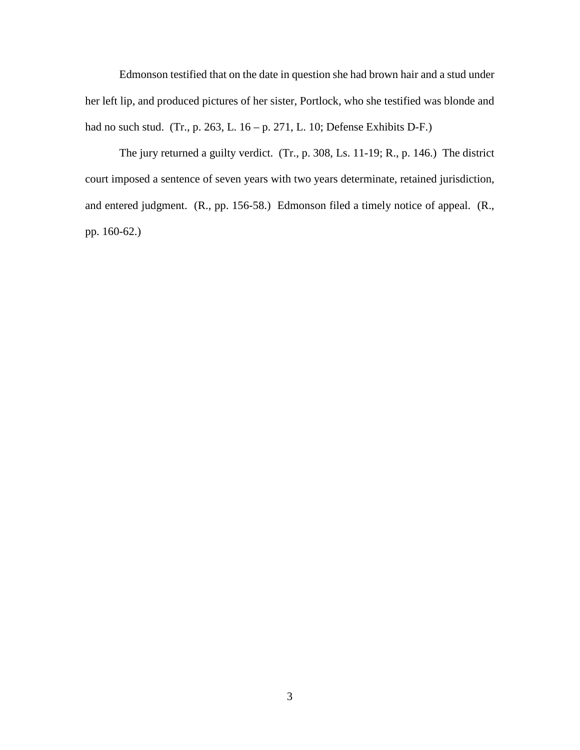Edmonson testified that on the date in question she had brown hair and a stud under her left lip, and produced pictures of her sister, Portlock, who she testified was blonde and had no such stud. (Tr., p. 263, L. 16 – p. 271, L. 10; Defense Exhibits D-F.)

The jury returned a guilty verdict. (Tr., p. 308, Ls. 11-19; R., p. 146.) The district court imposed a sentence of seven years with two years determinate, retained jurisdiction, and entered judgment. (R., pp. 156-58.) Edmonson filed a timely notice of appeal. (R., pp. 160-62.)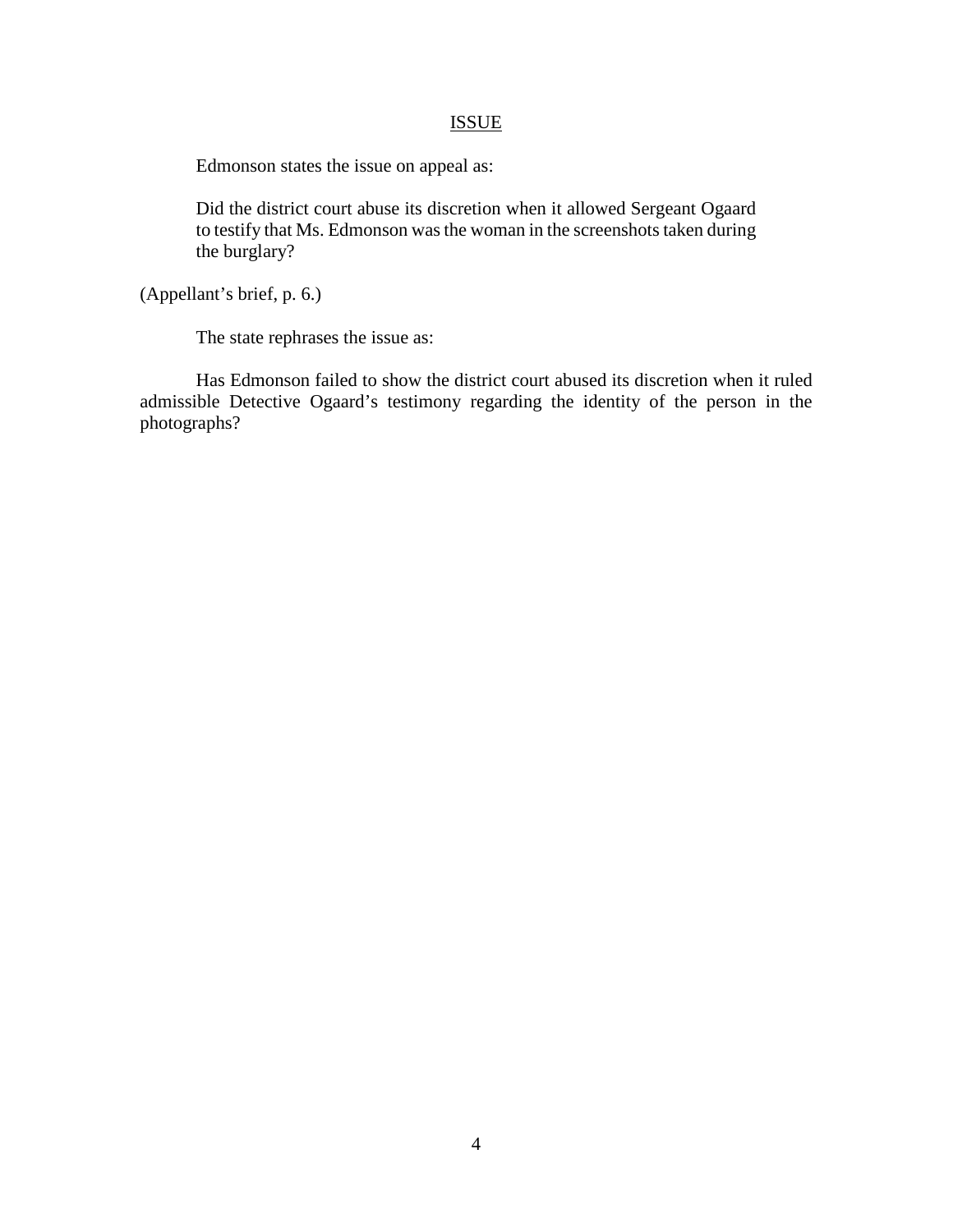## ISSUE

Edmonson states the issue on appeal as:

> Did the district court abuse its discretion when it allowed Sergeant Ogaard to testify that Ms. Edmonson was the woman in the screenshots taken during the burglary?

(Appellant's brief, p. 6.)

The state rephrases the issue as:

Has Edmonson failed to show the district court abused its discretion when it ruled admissible Detective Ogaard's testimony regarding the identity of the person in the photographs?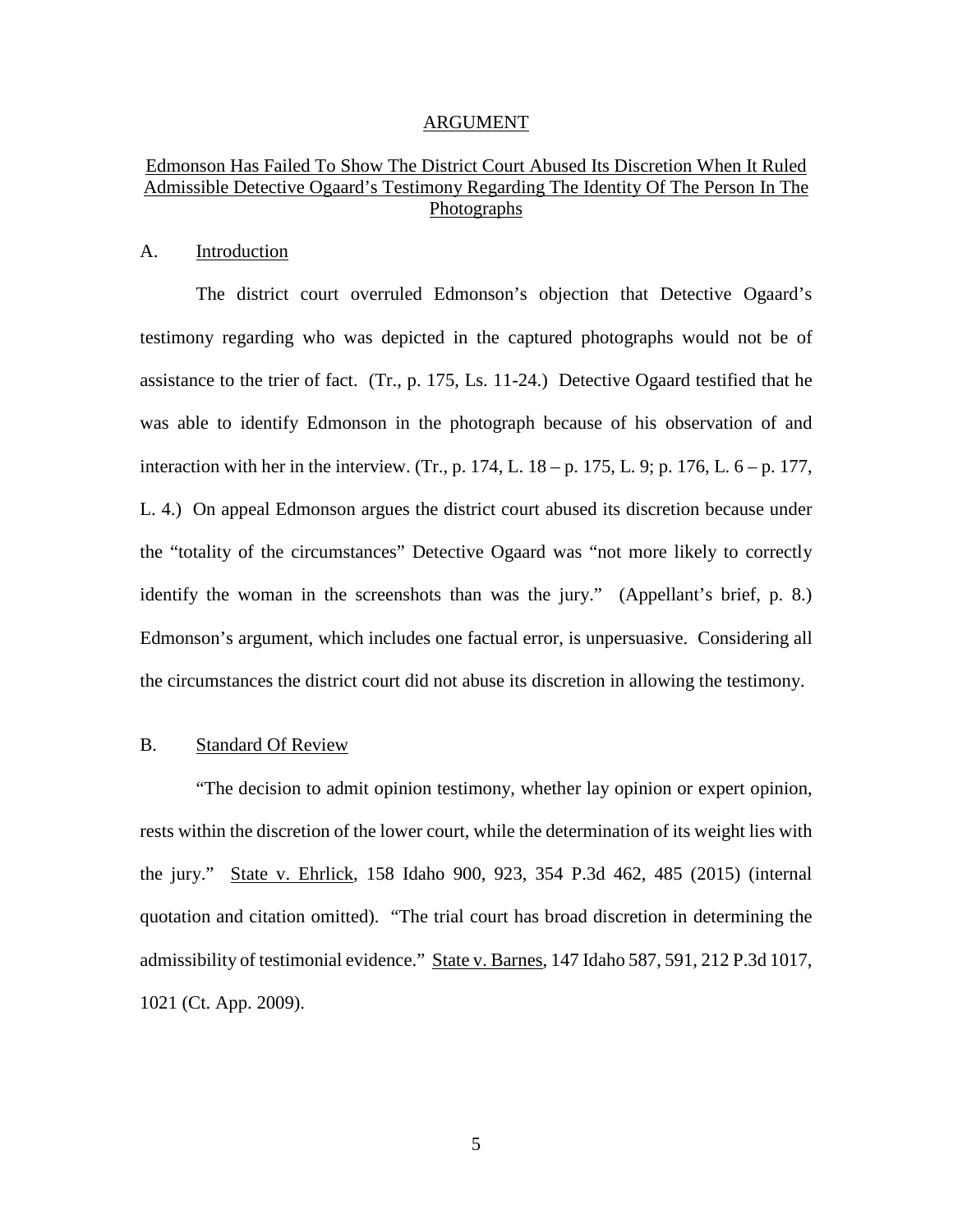## ARGUMENT

### Edmonson Has Failed To Show The District Court Abused Its Discretion When It Ruled Admissible Detective Ogaard's Testimony Regarding The Identity Of The Person In The Photographs

#### A. Introduction

The district court overruled Edmonson's objection that Detective Ogaard's testimony regarding who was depicted in the captured photographs would not be of assistance to the trier of fact. (Tr., p. 175, Ls. 11-24.) Detective Ogaard testified that he was able to identify Edmonson in the photograph because of his observation of and interaction with her in the interview. (Tr., p. 174, L. 18 – p. 175, L. 9; p. 176, L. 6 – p. 177, L. 4.) On appeal Edmonson argues the district court abused its discretion because under the "totality of the circumstances" Detective Ogaard was "not more likely to correctly identify the woman in the screenshots than was the jury." (Appellant's brief, p. 8.) Edmonson's argument, which includes one factual error, is unpersuasive. Considering all the circumstances the district court did not abuse its discretion in allowing the testimony.

#### B. Standard Of Review

"The decision to admit opinion testimony, whether lay opinion or expert opinion, rests within the discretion of the lower court, while the determination of its weight lies with the jury." State v. Ehrlick, 158 Idaho 900, 923, 354 P.3d 462, 485 (2015) (internal quotation and citation omitted). "The trial court has broad discretion in determining the admissibility of testimonial evidence." State v. Barnes, 147 Idaho 587, 591, 212 P.3d 1017, 1021 (Ct. App. 2009).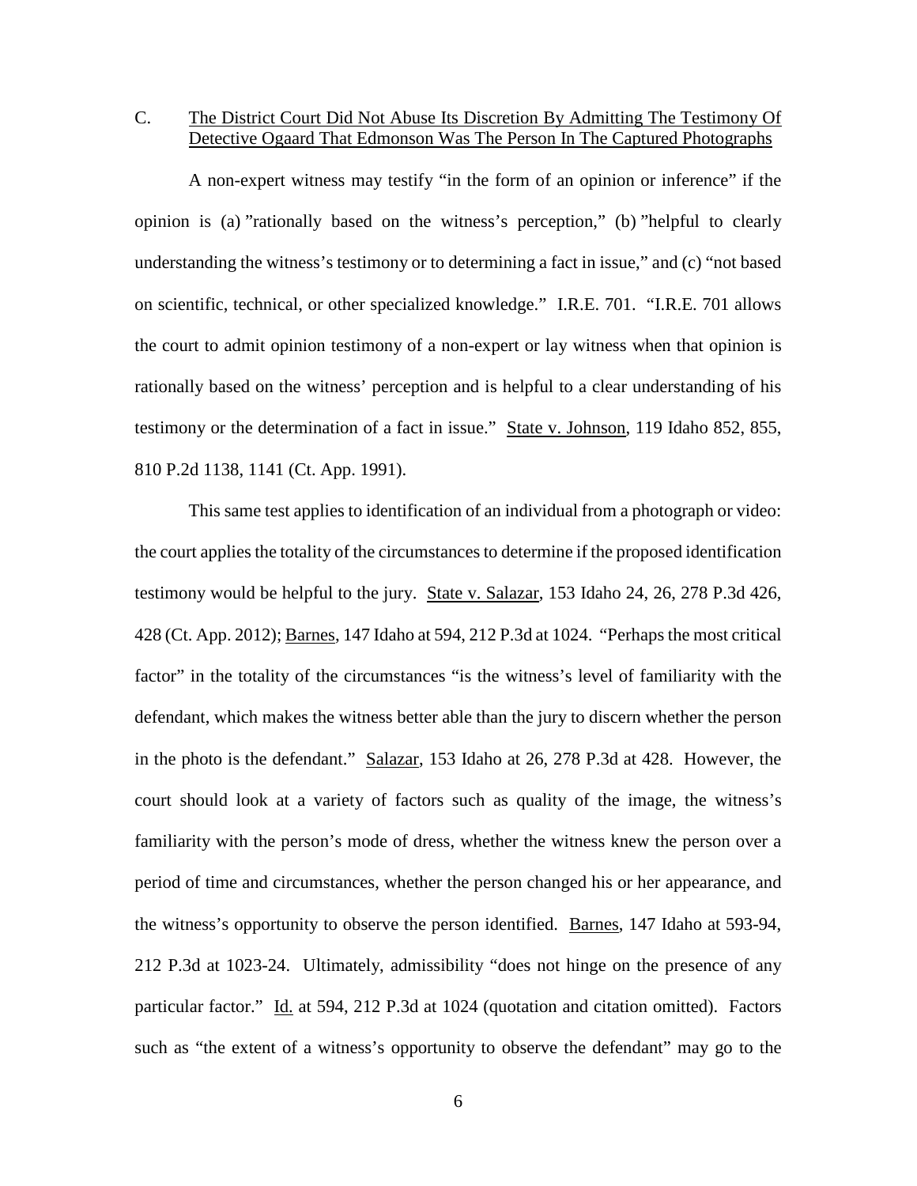C. <u>The District Court Did Not Abuse Its Discretion By Admitting The Testimony Of Detective Ogaard That Edmonson Was The Person In The Captured Photographs</u>

A non-expert witness may testify "in the form of an opinion or inference" if the opinion is (a) "rationally based on the witness's perception," (b) "helpful to clearly understanding the witness's testimony or to determining a fact in issue," and (c) "not based on scientific, technical, or other specialized knowledge." I.R.E. 701. "I.R.E. 701 allows the court to admit opinion testimony of a non-expert or lay witness when that opinion is rationally based on the witness' perception and is helpful to a clear understanding of his testimony or the determination of a fact in issue." <u>State v. Johnson</u>, 119 Idaho 852, 855, 810 P.2d 1138, 1141 (Ct. App. 1991).

This same test applies to identification of an individual from a photograph or video: the court applies the totality of the circumstances to determine if the proposed identification testimony would be helpful to the jury. <u>State v. Salazar</u>, 153 Idaho 24, 26, 278 P.3d 426, 428 (Ct. App. 2012); <u>Barnes</u>, 147 Idaho at 594, 212 P.3d at 1024. "Perhaps the most critical factor" in the totality of the circumstances "is the witness's level of familiarity with the defendant, which makes the witness better able than the jury to discern whether the person in the photo is the defendant." <u>Salazar</u>, 153 Idaho at 26, 278 P.3d at 428. However, the court should look at a variety of factors such as quality of the image, the witness's familiarity with the person's mode of dress, whether the witness knew the person over a period of time and circumstances, whether the person changed his or her appearance, and the witness's opportunity to observe the person identified. <u>Barnes</u>, 147 Idaho at 593-94, 212 P.3d at 1023-24. Ultimately, admissibility "does not hinge on the presence of any particular factor." <u>Id.</u> at 594, 212 P.3d at 1024 (quotation and citation omitted). Factors such as "the extent of a witness's opportunity to observe the defendant" may go to the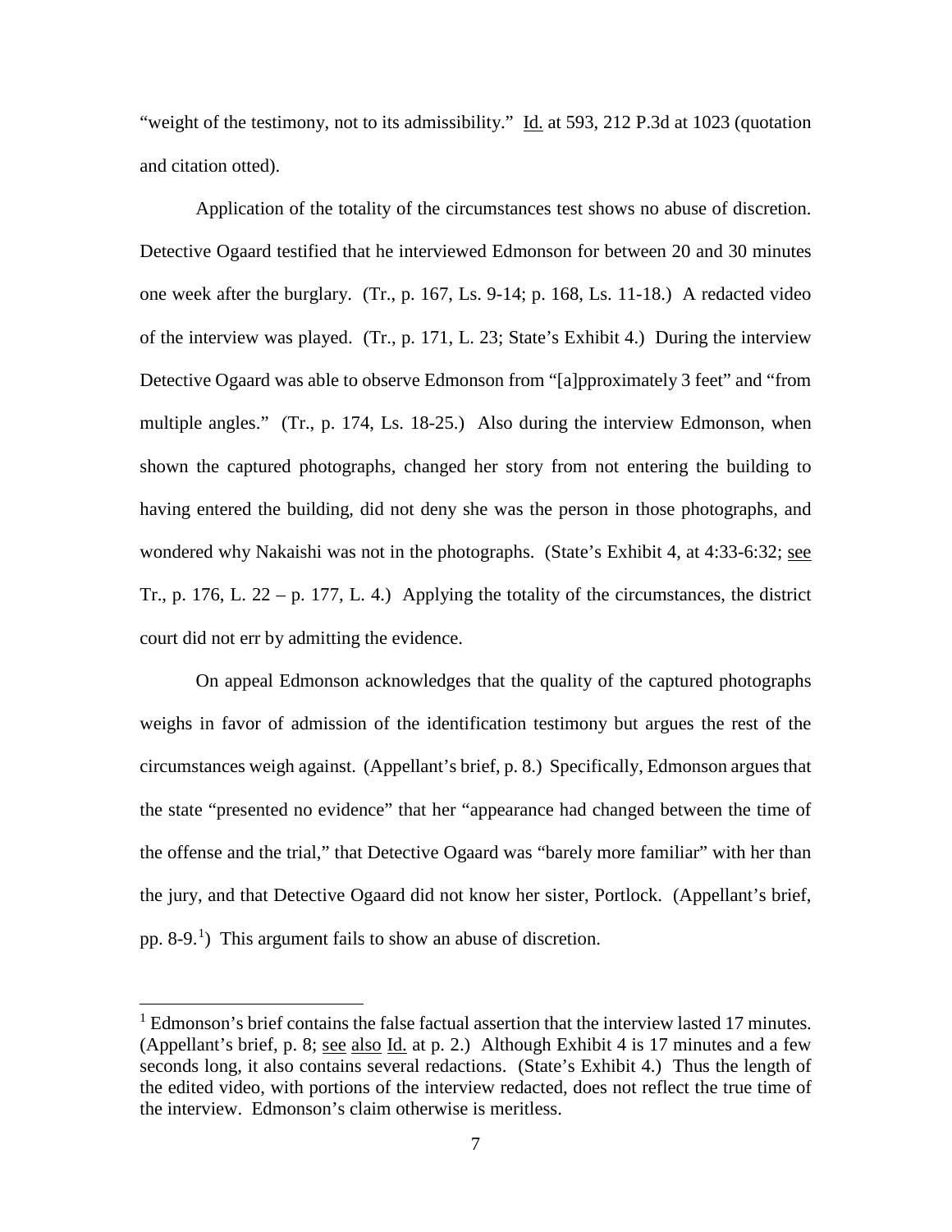"weight of the testimony, not to its admissibility." Id. at 593, 212 P.3d at 1023 (quotation and citation otted).

Application of the totality of the circumstances test shows no abuse of discretion. Detective Ogaard testified that he interviewed Edmonson for between 20 and 30 minutes one week after the burglary. (Tr., p. 167, Ls. 9-14; p. 168, Ls. 11-18.) A redacted video of the interview was played. (Tr., p. 171, L. 23; State's Exhibit 4.) During the interview Detective Ogaard was able to observe Edmonson from "[a]pproximately 3 feet" and "from multiple angles." (Tr., p. 174, Ls. 18-25.) Also during the interview Edmonson, when shown the captured photographs, changed her story from not entering the building to having entered the building, did not deny she was the person in those photographs, and wondered why Nakaishi was not in the photographs. (State's Exhibit 4, at 4:33-6:32; see Tr., p. 176, L. 22 – p. 177, L. 4.) Applying the totality of the circumstances, the district court did not err by admitting the evidence.

On appeal Edmonson acknowledges that the quality of the captured photographs weighs in favor of admission of the identification testimony but argues the rest of the circumstances weigh against. (Appellant's brief, p. 8.) Specifically, Edmonson argues that the state "presented no evidence" that her "appearance had changed between the time of the offense and the trial," that Detective Ogaard was "barely more familiar" with her than the jury, and that Detective Ogaard did not know her sister, Portlock. (Appellant's brief, pp. 8-9.[1]) This argument fails to show an abuse of discretion.

[1] Edmonson's brief contains the false factual assertion that the interview lasted 17 minutes. (Appellant's brief, p. 8; see also Id. at p. 2.) Although Exhibit 4 is 17 minutes and a few seconds long, it also contains several redactions. (State's Exhibit 4.) Thus the length of the edited video, with portions of the interview redacted, does not reflect the true time of the interview. Edmonson's claim otherwise is meritless.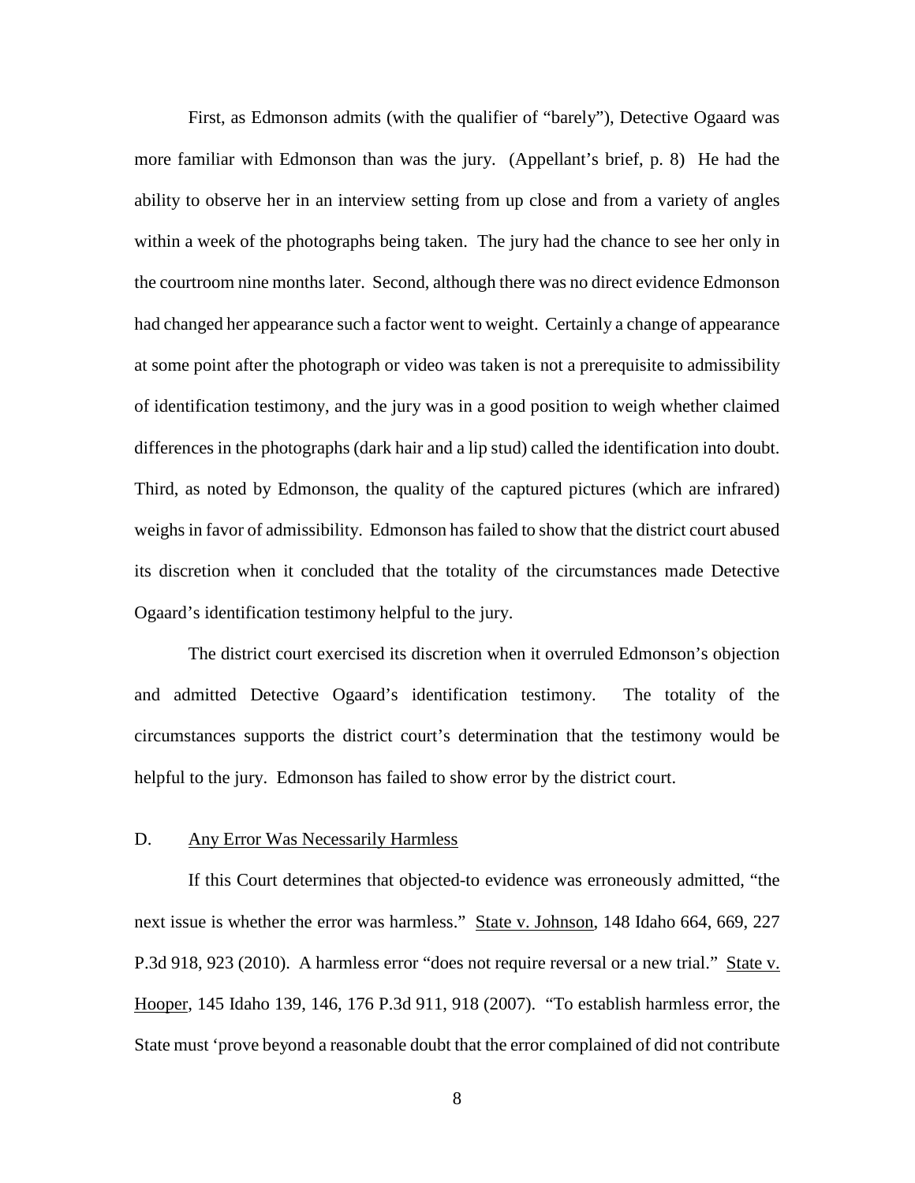First, as Edmonson admits (with the qualifier of "barely"), Detective Ogaard was more familiar with Edmonson than was the jury. (Appellant's brief, p. 8) He had the ability to observe her in an interview setting from up close and from a variety of angles within a week of the photographs being taken. The jury had the chance to see her only in the courtroom nine months later. Second, although there was no direct evidence Edmonson had changed her appearance such a factor went to weight. Certainly a change of appearance at some point after the photograph or video was taken is not a prerequisite to admissibility of identification testimony, and the jury was in a good position to weigh whether claimed differences in the photographs (dark hair and a lip stud) called the identification into doubt. Third, as noted by Edmonson, the quality of the captured pictures (which are infrared) weighs in favor of admissibility. Edmonson has failed to show that the district court abused its discretion when it concluded that the totality of the circumstances made Detective Ogaard's identification testimony helpful to the jury.

The district court exercised its discretion when it overruled Edmonson's objection and admitted Detective Ogaard's identification testimony. The totality of the circumstances supports the district court's determination that the testimony would be helpful to the jury. Edmonson has failed to show error by the district court.

D. Any Error Was Necessarily Harmless

If this Court determines that objected-to evidence was erroneously admitted, "the next issue is whether the error was harmless." State v. Johnson, 148 Idaho 664, 669, 227 P.3d 918, 923 (2010). A harmless error "does not require reversal or a new trial." State v. Hooper, 145 Idaho 139, 146, 176 P.3d 911, 918 (2007). "To establish harmless error, the State must 'prove beyond a reasonable doubt that the error complained of did not contribute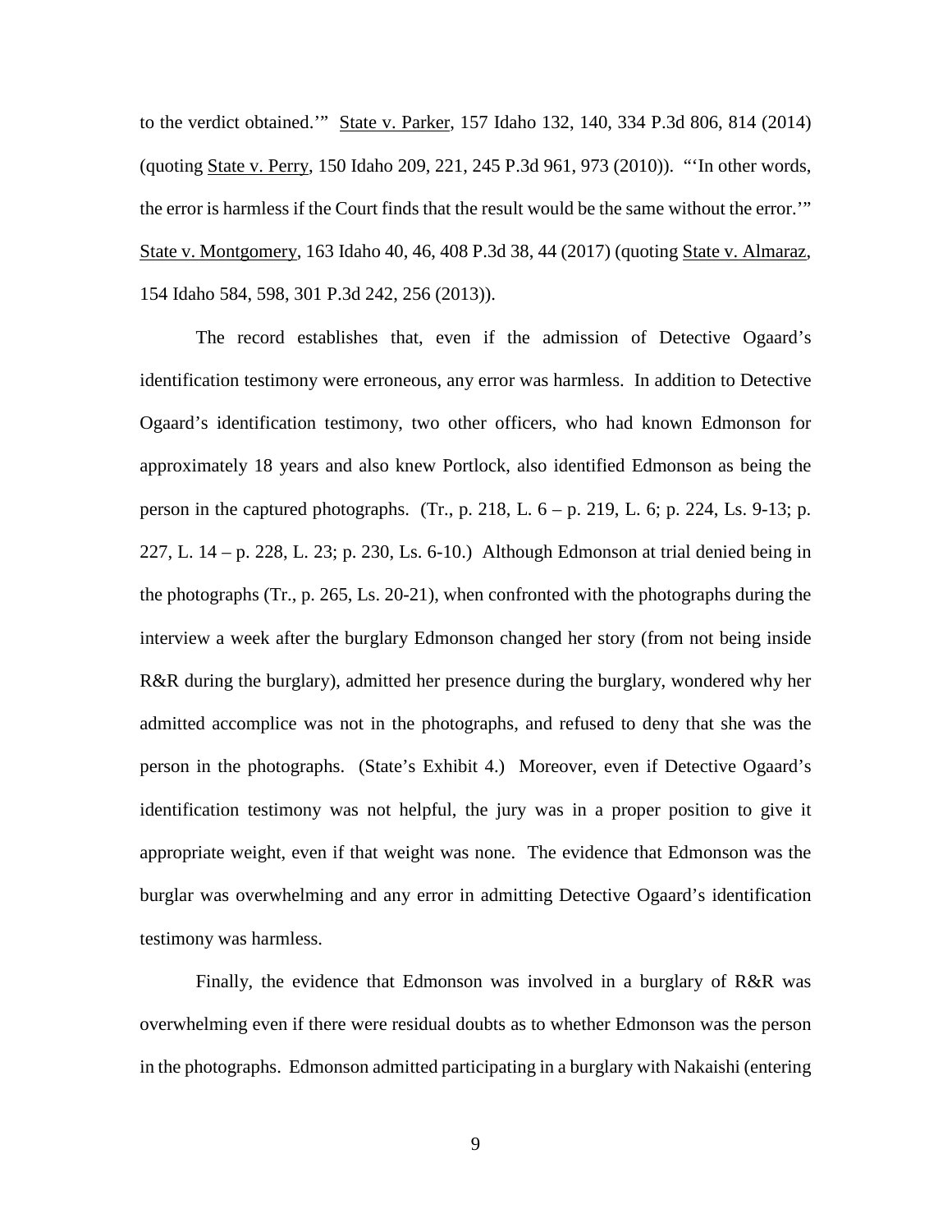to the verdict obtained.'" State v. Parker, 157 Idaho 132, 140, 334 P.3d 806, 814 (2014) (quoting State v. Perry, 150 Idaho 209, 221, 245 P.3d 961, 973 (2010)). "'In other words, the error is harmless if the Court finds that the result would be the same without the error.'" State v. Montgomery, 163 Idaho 40, 46, 408 P.3d 38, 44 (2017) (quoting State v. Almaraz, 154 Idaho 584, 598, 301 P.3d 242, 256 (2013)).

The record establishes that, even if the admission of Detective Ogaard's identification testimony were erroneous, any error was harmless. In addition to Detective Ogaard's identification testimony, two other officers, who had known Edmonson for approximately 18 years and also knew Portlock, also identified Edmonson as being the person in the captured photographs. (Tr., p. 218, L. 6 – p. 219, L. 6; p. 224, Ls. 9-13; p. 227, L. 14 – p. 228, L. 23; p. 230, Ls. 6-10.) Although Edmonson at trial denied being in the photographs (Tr., p. 265, Ls. 20-21), when confronted with the photographs during the interview a week after the burglary Edmonson changed her story (from not being inside R&R during the burglary), admitted her presence during the burglary, wondered why her admitted accomplice was not in the photographs, and refused to deny that she was the person in the photographs. (State's Exhibit 4.) Moreover, even if Detective Ogaard's identification testimony was not helpful, the jury was in a proper position to give it appropriate weight, even if that weight was none. The evidence that Edmonson was the burglar was overwhelming and any error in admitting Detective Ogaard's identification testimony was harmless.

Finally, the evidence that Edmonson was involved in a burglary of R&R was overwhelming even if there were residual doubts as to whether Edmonson was the person in the photographs. Edmonson admitted participating in a burglary with Nakaishi (entering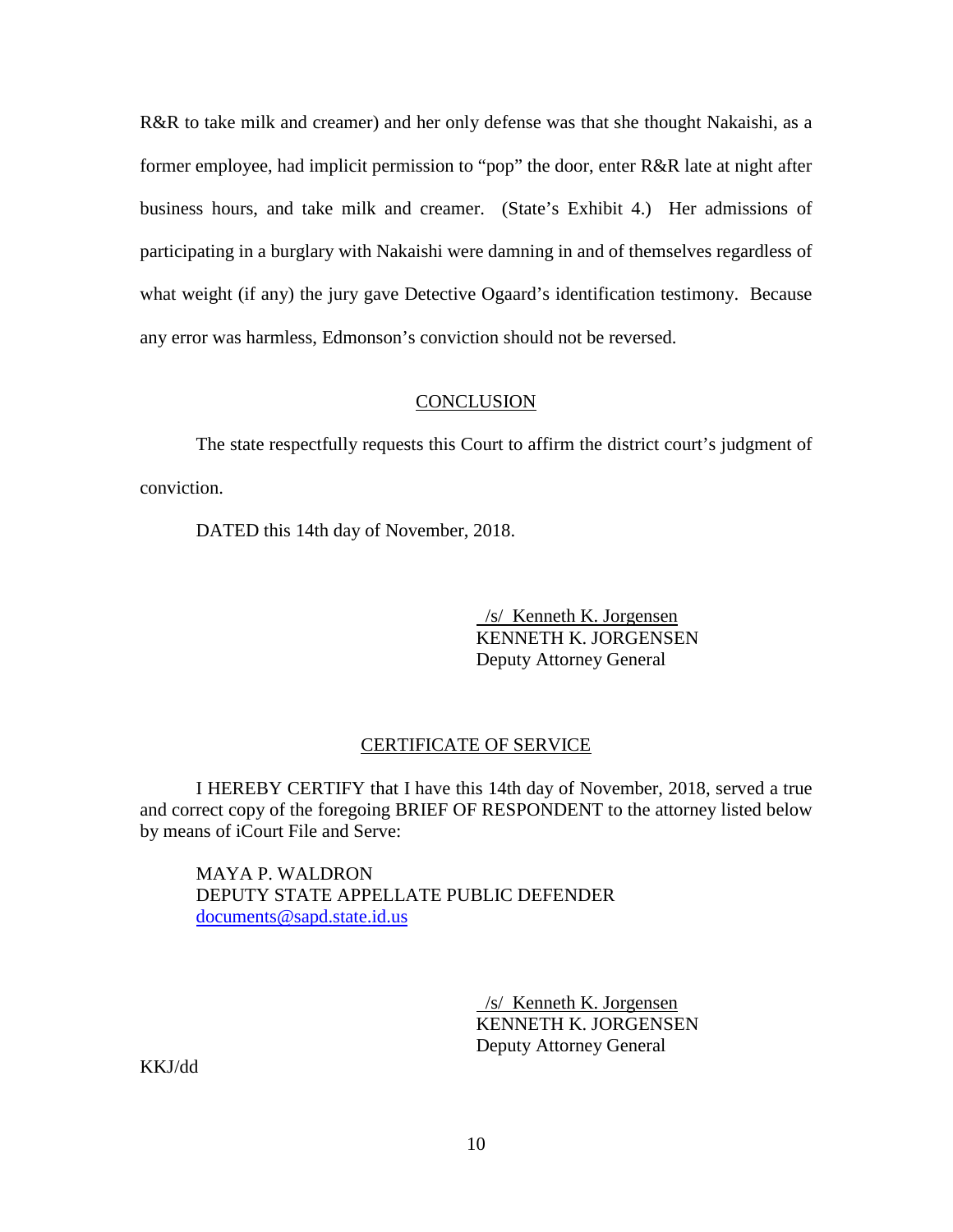R&R to take milk and creamer) and her only defense was that she thought Nakaishi, as a former employee, had implicit permission to "pop" the door, enter R&R late at night after business hours, and take milk and creamer. (State's Exhibit 4.) Her admissions of participating in a burglary with Nakaishi were damning in and of themselves regardless of what weight (if any) the jury gave Detective Ogaard's identification testimony. Because any error was harmless, Edmonson's conviction should not be reversed.

## CONCLUSION

The state respectfully requests this Court to affirm the district court's judgment of conviction.

DATED this 14th day of November, 2018.

/s/ Kenneth K. Jorgensen
KENNETH K. JORGENSEN
Deputy Attorney General

## CERTIFICATE OF SERVICE

I HEREBY CERTIFY that I have this 14th day of November, 2018, served a true and correct copy of the foregoing BRIEF OF RESPONDENT to the attorney listed below by means of iCourt File and Serve:

MAYA P. WALDRON
DEPUTY STATE APPELLATE PUBLIC DEFENDER
documents@sapd.state.id.us

/s/ Kenneth K. Jorgensen
KENNETH K. JORGENSEN
Deputy Attorney General

KKJ/dd